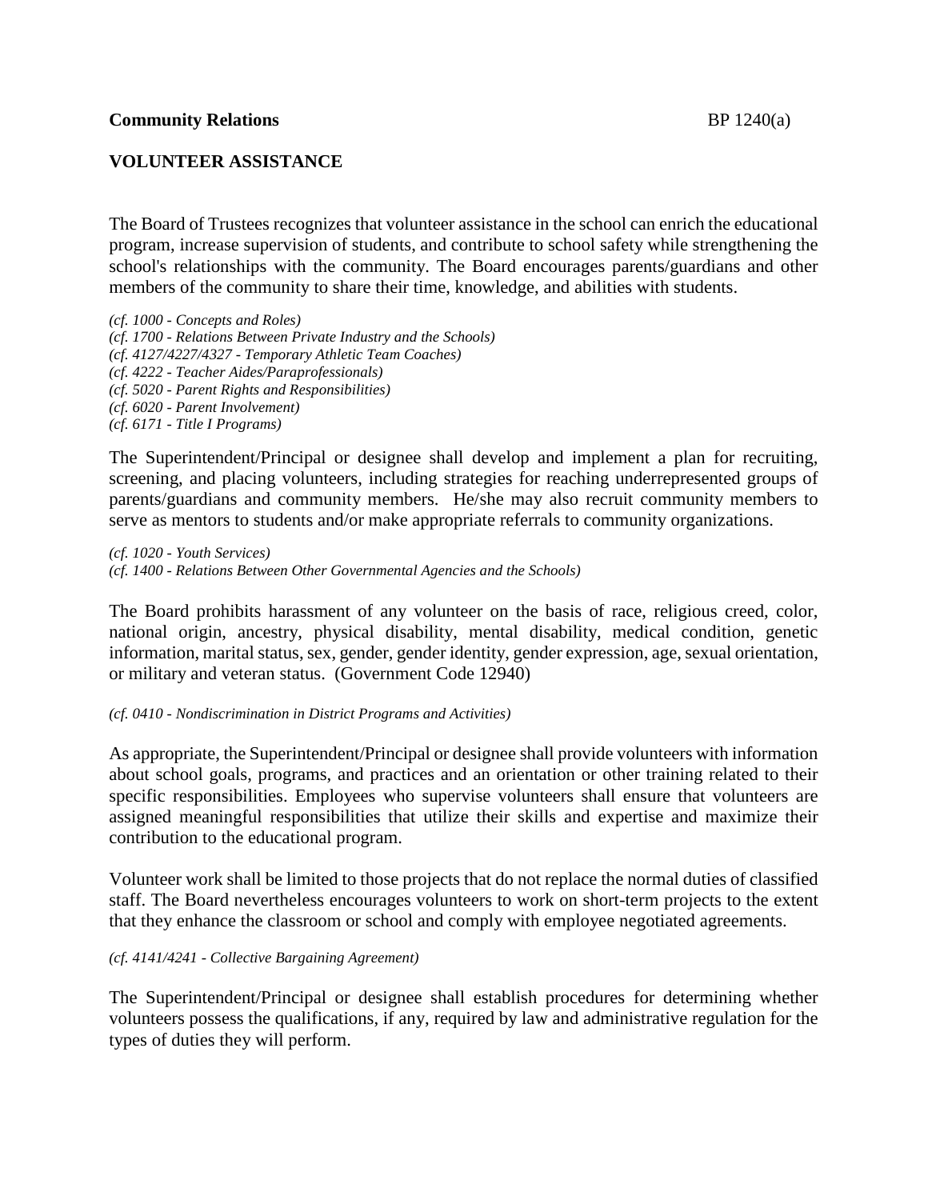**Community Relations** BP 1240(a)

## VOLUNTEER ASSISTANCE

The Board of Trustees recognizes that volunteer assistance in the school can enrich the educational program, increase supervision of students, and contribute to school safety while strengthening the school's relationships with the community. The Board encourages parents/guardians and other members of the community to share their time, knowledge, and abilities with students.

*(cf. 1000 - Concepts and Roles)*
*(cf. 1700 - Relations Between Private Industry and the Schools)*
*(cf. 4127/4227/4327 - Temporary Athletic Team Coaches)*
*(cf. 4222 - Teacher Aides/Paraprofessionals)*
*(cf. 5020 - Parent Rights and Responsibilities)*
*(cf. 6020 - Parent Involvement)*
*(cf. 6171 - Title I Programs)*

The Superintendent/Principal or designee shall develop and implement a plan for recruiting, screening, and placing volunteers, including strategies for reaching underrepresented groups of parents/guardians and community members. He/she may also recruit community members to serve as mentors to students and/or make appropriate referrals to community organizations.

*(cf. 1020 - Youth Services)*
*(cf. 1400 - Relations Between Other Governmental Agencies and the Schools)*

The Board prohibits harassment of any volunteer on the basis of race, religious creed, color, national origin, ancestry, physical disability, mental disability, medical condition, genetic information, marital status, sex, gender, gender identity, gender expression, age, sexual orientation, or military and veteran status. (Government Code 12940)

*(cf. 0410 - Nondiscrimination in District Programs and Activities)*

As appropriate, the Superintendent/Principal or designee shall provide volunteers with information about school goals, programs, and practices and an orientation or other training related to their specific responsibilities. Employees who supervise volunteers shall ensure that volunteers are assigned meaningful responsibilities that utilize their skills and expertise and maximize their contribution to the educational program.

Volunteer work shall be limited to those projects that do not replace the normal duties of classified staff. The Board nevertheless encourages volunteers to work on short-term projects to the extent that they enhance the classroom or school and comply with employee negotiated agreements.

*(cf. 4141/4241 - Collective Bargaining Agreement)*

The Superintendent/Principal or designee shall establish procedures for determining whether volunteers possess the qualifications, if any, required by law and administrative regulation for the types of duties they will perform.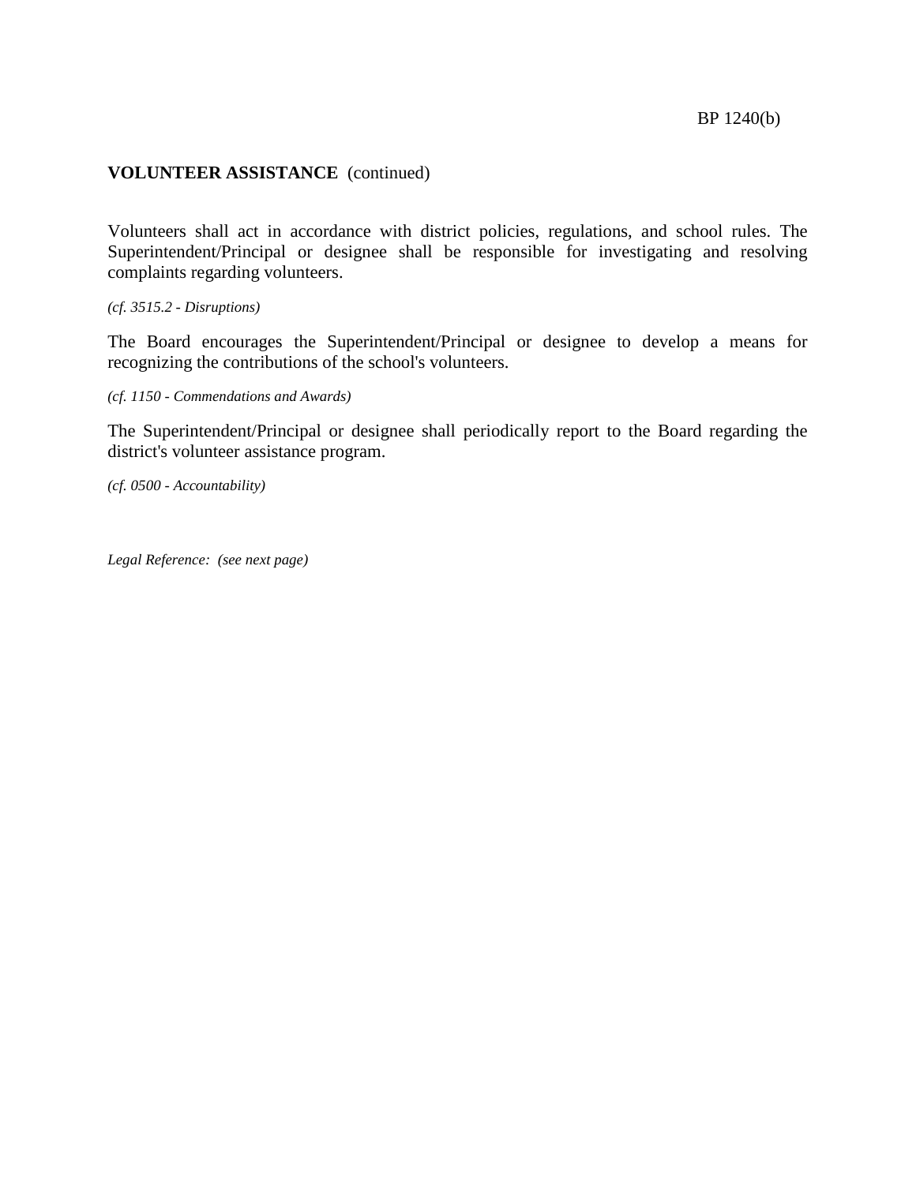**VOLUNTEER ASSISTANCE** (continued)

Volunteers shall act in accordance with district policies, regulations, and school rules. The Superintendent/Principal or designee shall be responsible for investigating and resolving complaints regarding volunteers.

*(cf. 3515.2 - Disruptions)*

The Board encourages the Superintendent/Principal or designee to develop a means for recognizing the contributions of the school's volunteers.

*(cf. 1150 - Commendations and Awards)*

The Superintendent/Principal or designee shall periodically report to the Board regarding the district's volunteer assistance program.

*(cf. 0500 - Accountability)*

*Legal Reference: (see next page)*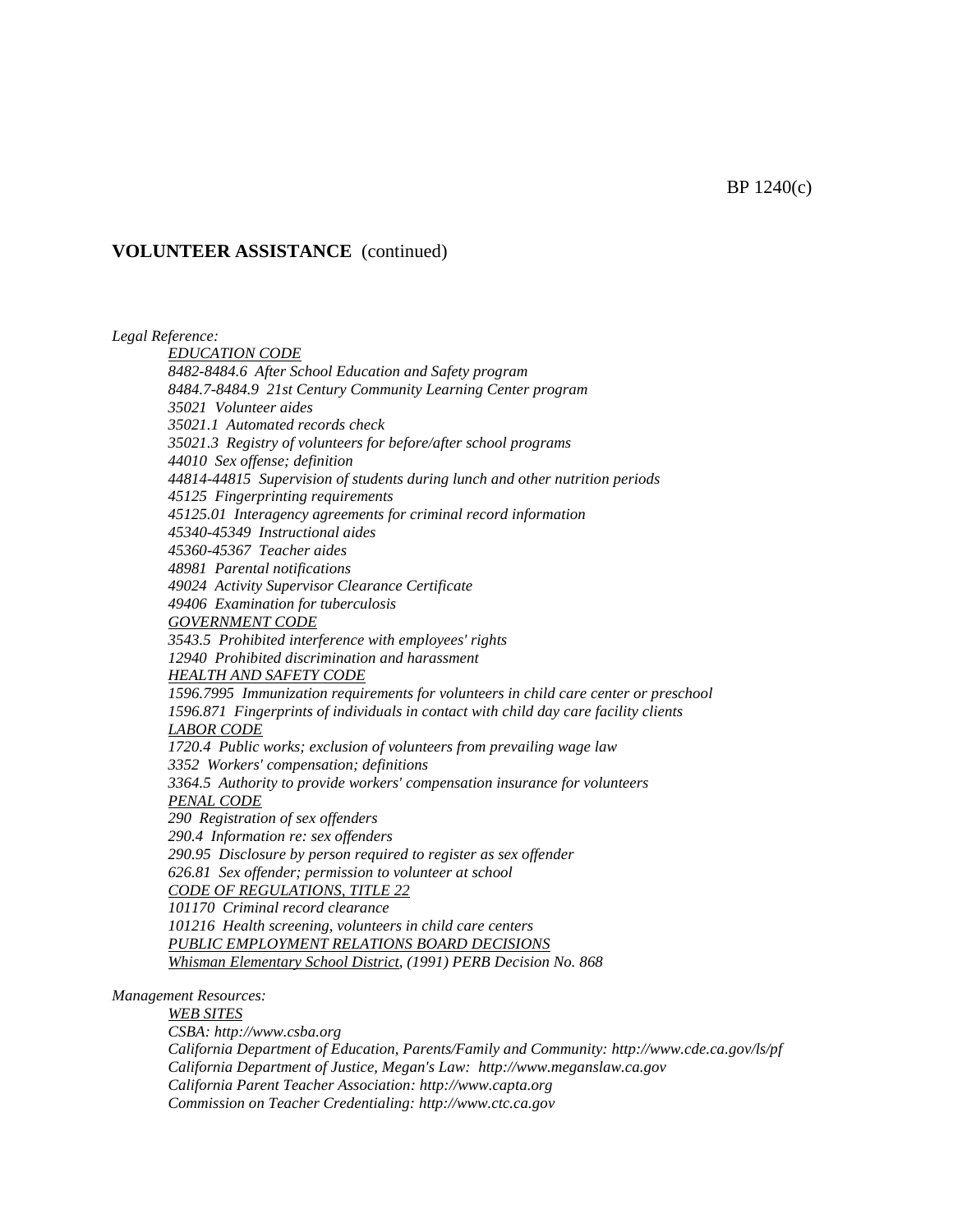**VOLUNTEER ASSISTANCE** (continued)

*Legal Reference:*

*EDUCATION CODE*
*8482-8484.6 After School Education and Safety program*
*8484.7-8484.9 21st Century Community Learning Center program*
*35021 Volunteer aides*
*35021.1 Automated records check*
*35021.3 Registry of volunteers for before/after school programs*
*44010 Sex offense; definition*
*44814-44815 Supervision of students during lunch and other nutrition periods*
*45125 Fingerprinting requirements*
*45125.01 Interagency agreements for criminal record information*
*45340-45349 Instructional aides*
*45360-45367 Teacher aides*
*48981 Parental notifications*
*49024 Activity Supervisor Clearance Certificate*
*49406 Examination for tuberculosis*
*GOVERNMENT CODE*
*3543.5 Prohibited interference with employees' rights*
*12940 Prohibited discrimination and harassment*
*HEALTH AND SAFETY CODE*
*1596.7995 Immunization requirements for volunteers in child care center or preschool*
*1596.871 Fingerprints of individuals in contact with child day care facility clients*
*LABOR CODE*
*1720.4 Public works; exclusion of volunteers from prevailing wage law*
*3352 Workers' compensation; definitions*
*3364.5 Authority to provide workers' compensation insurance for volunteers*
*PENAL CODE*
*290 Registration of sex offenders*
*290.4 Information re: sex offenders*
*290.95 Disclosure by person required to register as sex offender*
*626.81 Sex offender; permission to volunteer at school*
*CODE OF REGULATIONS, TITLE 22*
*101170 Criminal record clearance*
*101216 Health screening, volunteers in child care centers*
*PUBLIC EMPLOYMENT RELATIONS BOARD DECISIONS*
*Whisman Elementary School District, (1991) PERB Decision No. 868*

*Management Resources:*

*WEB SITES*
*CSBA: http://www.csba.org*
*California Department of Education, Parents/Family and Community: http://www.cde.ca.gov/ls/pf*
*California Department of Justice, Megan's Law: http://www.meganslaw.ca.gov*
*California Parent Teacher Association: http://www.capta.org*
*Commission on Teacher Credentialing: http://www.ctc.ca.gov*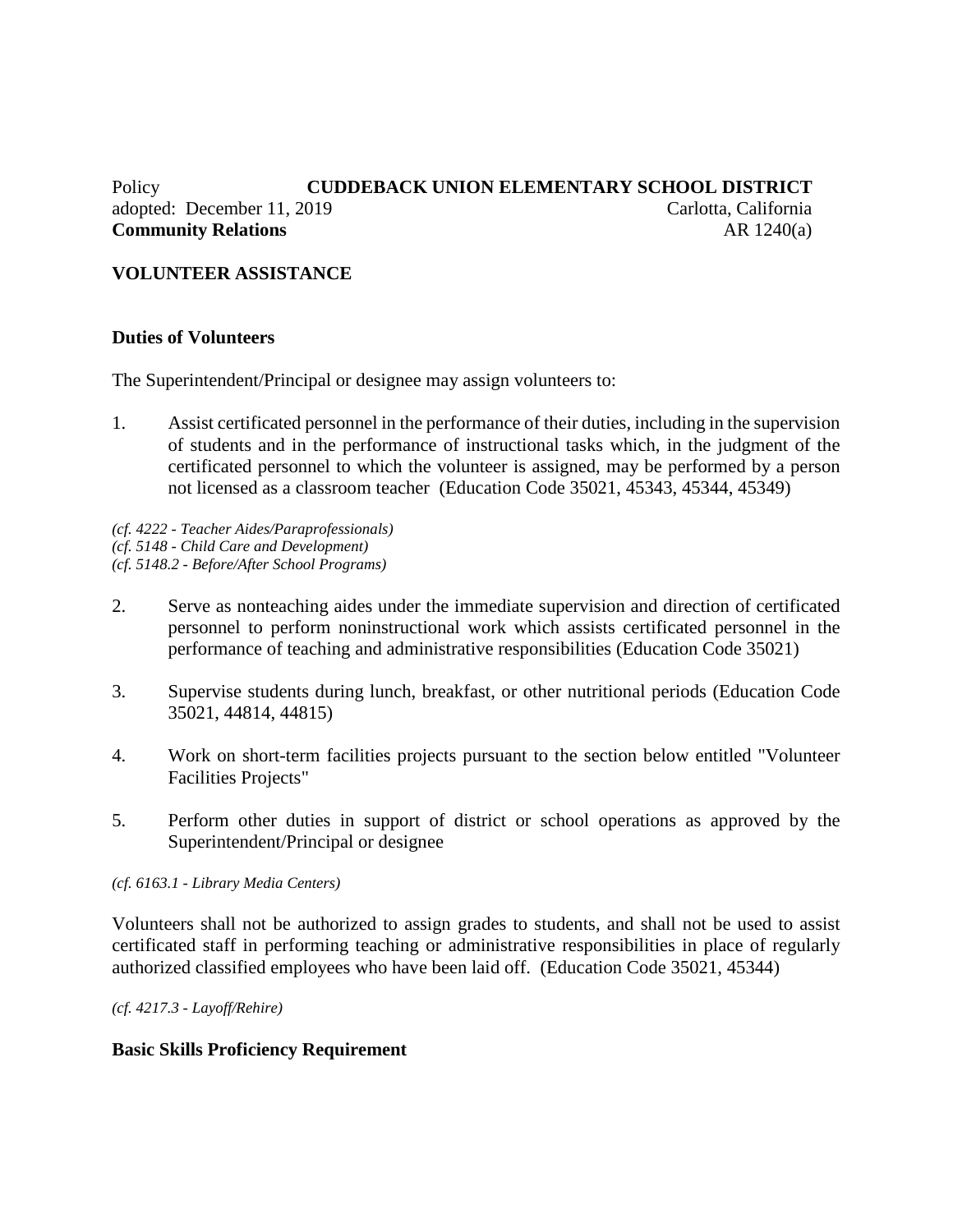Policy **CUDDEBACK UNION ELEMENTARY SCHOOL DISTRICT**
adopted: December 11, 2019 Carlotta, California
**Community Relations** AR 1240(a)

**VOLUNTEER ASSISTANCE**

**Duties of Volunteers**

The Superintendent/Principal or designee may assign volunteers to:

1. Assist certificated personnel in the performance of their duties, including in the supervision of students and in the performance of instructional tasks which, in the judgment of the certificated personnel to which the volunteer is assigned, may be performed by a person not licensed as a classroom teacher (Education Code 35021, 45343, 45344, 45349)

*(cf. 4222 - Teacher Aides/Paraprofessionals)*
*(cf. 5148 - Child Care and Development)*
*(cf. 5148.2 - Before/After School Programs)*

2. Serve as nonteaching aides under the immediate supervision and direction of certificated personnel to perform noninstructional work which assists certificated personnel in the performance of teaching and administrative responsibilities (Education Code 35021)

3. Supervise students during lunch, breakfast, or other nutritional periods (Education Code 35021, 44814, 44815)

4. Work on short-term facilities projects pursuant to the section below entitled "Volunteer Facilities Projects"

5. Perform other duties in support of district or school operations as approved by the Superintendent/Principal or designee

*(cf. 6163.1 - Library Media Centers)*

Volunteers shall not be authorized to assign grades to students, and shall not be used to assist certificated staff in performing teaching or administrative responsibilities in place of regularly authorized classified employees who have been laid off. (Education Code 35021, 45344)

*(cf. 4217.3 - Layoff/Rehire)*

**Basic Skills Proficiency Requirement**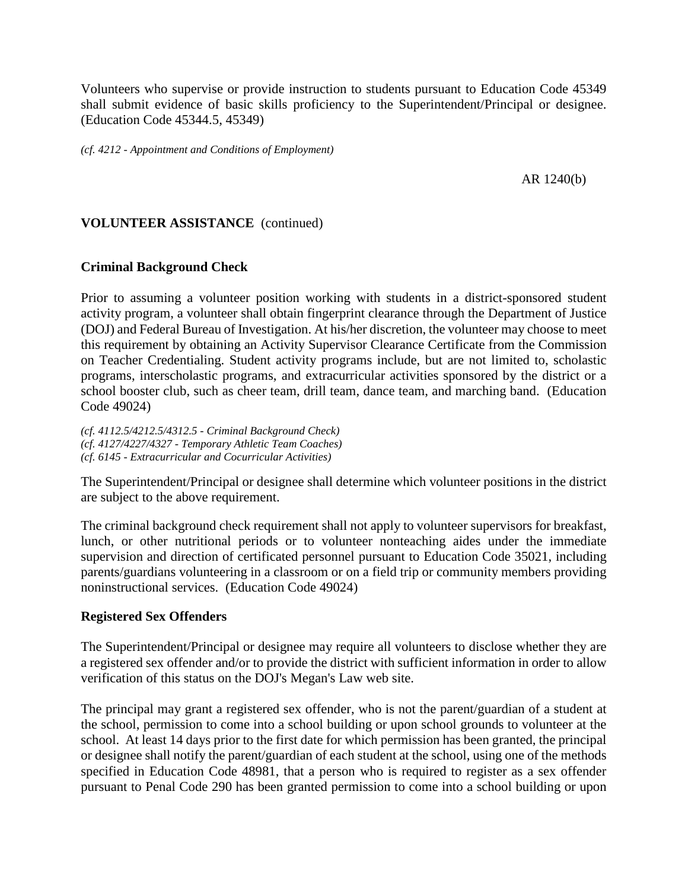Volunteers who supervise or provide instruction to students pursuant to Education Code 45349 shall submit evidence of basic skills proficiency to the Superintendent/Principal or designee. (Education Code 45344.5, 45349)

*(cf. 4212 - Appointment and Conditions of Employment)*

**VOLUNTEER ASSISTANCE** (continued)

**Criminal Background Check**

Prior to assuming a volunteer position working with students in a district-sponsored student activity program, a volunteer shall obtain fingerprint clearance through the Department of Justice (DOJ) and Federal Bureau of Investigation. At his/her discretion, the volunteer may choose to meet this requirement by obtaining an Activity Supervisor Clearance Certificate from the Commission on Teacher Credentialing. Student activity programs include, but are not limited to, scholastic programs, interscholastic programs, and extracurricular activities sponsored by the district or a school booster club, such as cheer team, drill team, dance team, and marching band. (Education Code 49024)

*(cf. 4112.5/4212.5/4312.5 - Criminal Background Check)*
*(cf. 4127/4227/4327 - Temporary Athletic Team Coaches)*
*(cf. 6145 - Extracurricular and Cocurricular Activities)*

The Superintendent/Principal or designee shall determine which volunteer positions in the district are subject to the above requirement.

The criminal background check requirement shall not apply to volunteer supervisors for breakfast, lunch, or other nutritional periods or to volunteer nonteaching aides under the immediate supervision and direction of certificated personnel pursuant to Education Code 35021, including parents/guardians volunteering in a classroom or on a field trip or community members providing noninstructional services. (Education Code 49024)

**Registered Sex Offenders**

The Superintendent/Principal or designee may require all volunteers to disclose whether they are a registered sex offender and/or to provide the district with sufficient information in order to allow verification of this status on the DOJ's Megan's Law web site.

The principal may grant a registered sex offender, who is not the parent/guardian of a student at the school, permission to come into a school building or upon school grounds to volunteer at the school. At least 14 days prior to the first date for which permission has been granted, the principal or designee shall notify the parent/guardian of each student at the school, using one of the methods specified in Education Code 48981, that a person who is required to register as a sex offender pursuant to Penal Code 290 has been granted permission to come into a school building or upon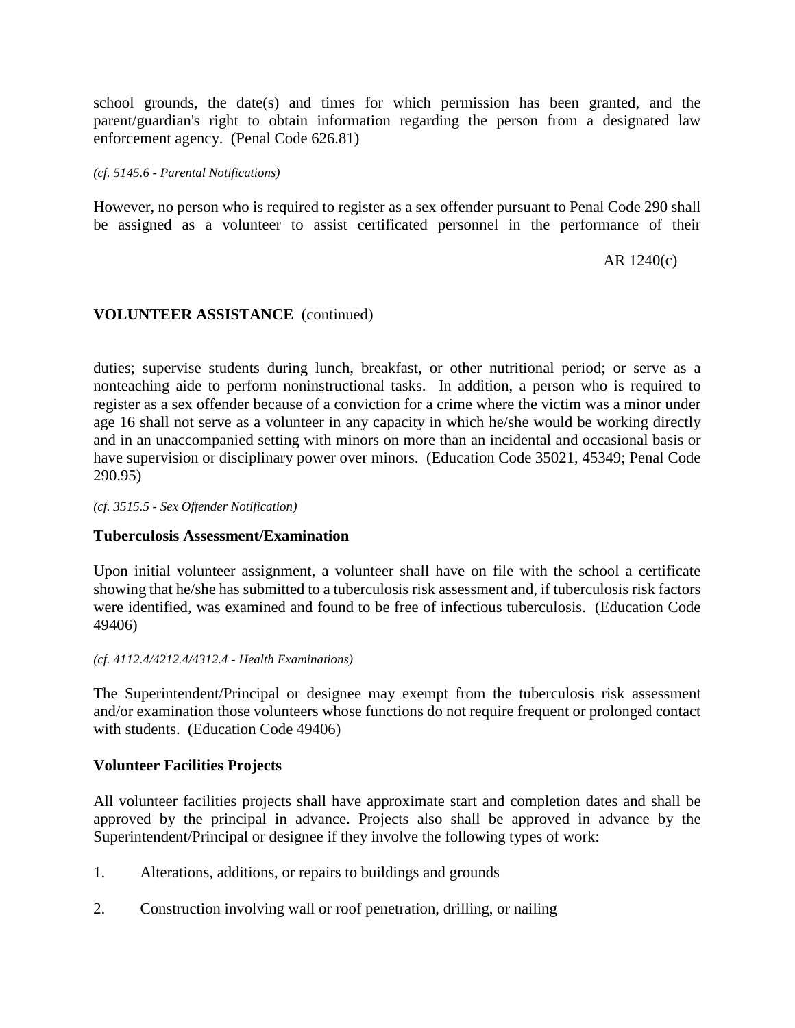school grounds, the date(s) and times for which permission has been granted, and the parent/guardian's right to obtain information regarding the person from a designated law enforcement agency. (Penal Code 626.81)

*(cf. 5145.6 - Parental Notifications)*

However, no person who is required to register as a sex offender pursuant to Penal Code 290 shall be assigned as a volunteer to assist certificated personnel in the performance of their duties; supervise students during lunch, breakfast, or other nutritional period; or serve as a nonteaching aide to perform noninstructional tasks. In addition, a person who is required to register as a sex offender because of a conviction for a crime where the victim was a minor under age 16 shall not serve as a volunteer in any capacity in which he/she would be working directly and in an unaccompanied setting with minors on more than an incidental and occasional basis or have supervision or disciplinary power over minors. (Education Code 35021, 45349; Penal Code 290.95)

*(cf. 3515.5 - Sex Offender Notification)*

**Tuberculosis Assessment/Examination**

Upon initial volunteer assignment, a volunteer shall have on file with the school a certificate showing that he/she has submitted to a tuberculosis risk assessment and, if tuberculosis risk factors were identified, was examined and found to be free of infectious tuberculosis. (Education Code 49406)

*(cf. 4112.4/4212.4/4312.4 - Health Examinations)*

The Superintendent/Principal or designee may exempt from the tuberculosis risk assessment and/or examination those volunteers whose functions do not require frequent or prolonged contact with students. (Education Code 49406)

**Volunteer Facilities Projects**

All volunteer facilities projects shall have approximate start and completion dates and shall be approved by the principal in advance. Projects also shall be approved in advance by the Superintendent/Principal or designee if they involve the following types of work:

1. Alterations, additions, or repairs to buildings and grounds

2. Construction involving wall or roof penetration, drilling, or nailing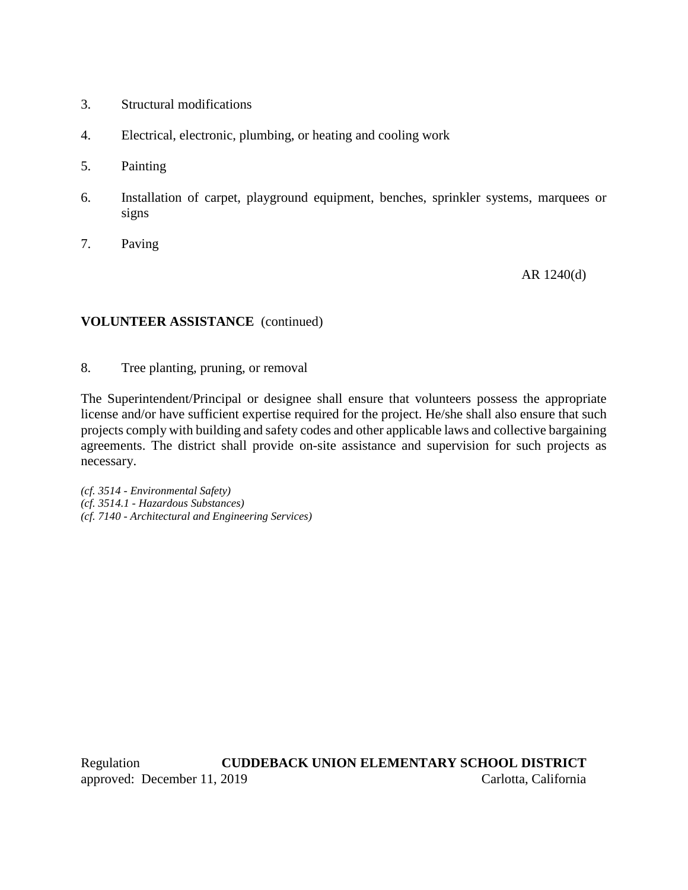3. Structural modifications

4. Electrical, electronic, plumbing, or heating and cooling work

5. Painting

6. Installation of carpet, playground equipment, benches, sprinkler systems, marquees or signs

7. Paving

8. Tree planting, pruning, or removal

The Superintendent/Principal or designee shall ensure that volunteers possess the appropriate license and/or have sufficient expertise required for the project. He/she shall also ensure that such projects comply with building and safety codes and other applicable laws and collective bargaining agreements. The district shall provide on-site assistance and supervision for such projects as necessary.

*(cf. 3514 - Environmental Safety)*
*(cf. 3514.1 - Hazardous Substances)*
*(cf. 7140 - Architectural and Engineering Services)*

Regulation **CUDDEBACK UNION ELEMENTARY SCHOOL DISTRICT**
approved: December 11, 2019 Carlotta, California